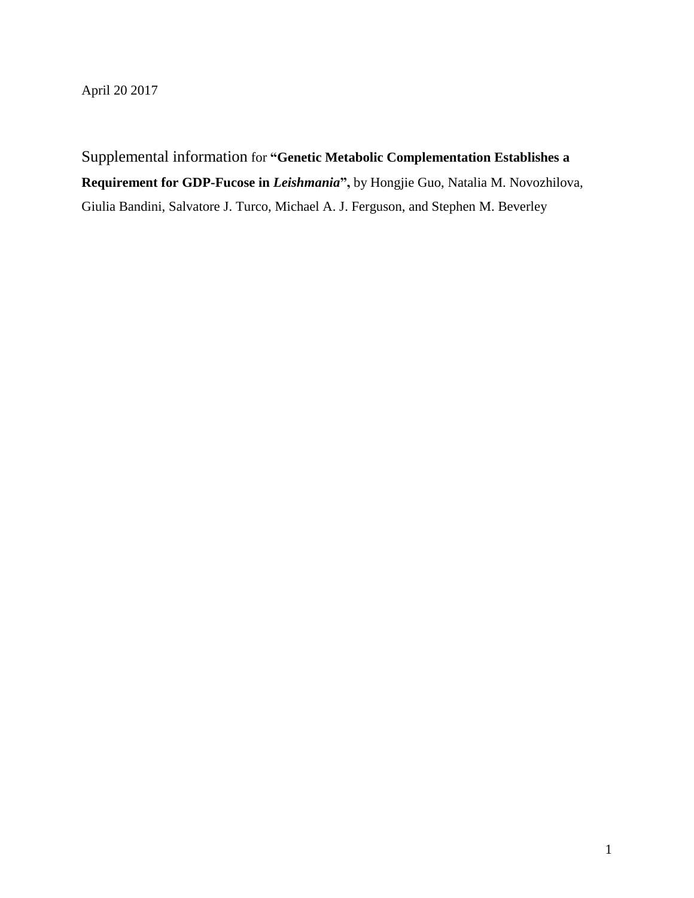April 20 2017

Supplemental information for **"Genetic Metabolic Complementation Establishes a Requirement for GDP-Fucose in *Leishmania*",** by Hongjie Guo, Natalia M. Novozhilova, Giulia Bandini, Salvatore J. Turco, Michael A. J. Ferguson, and Stephen M. Beverley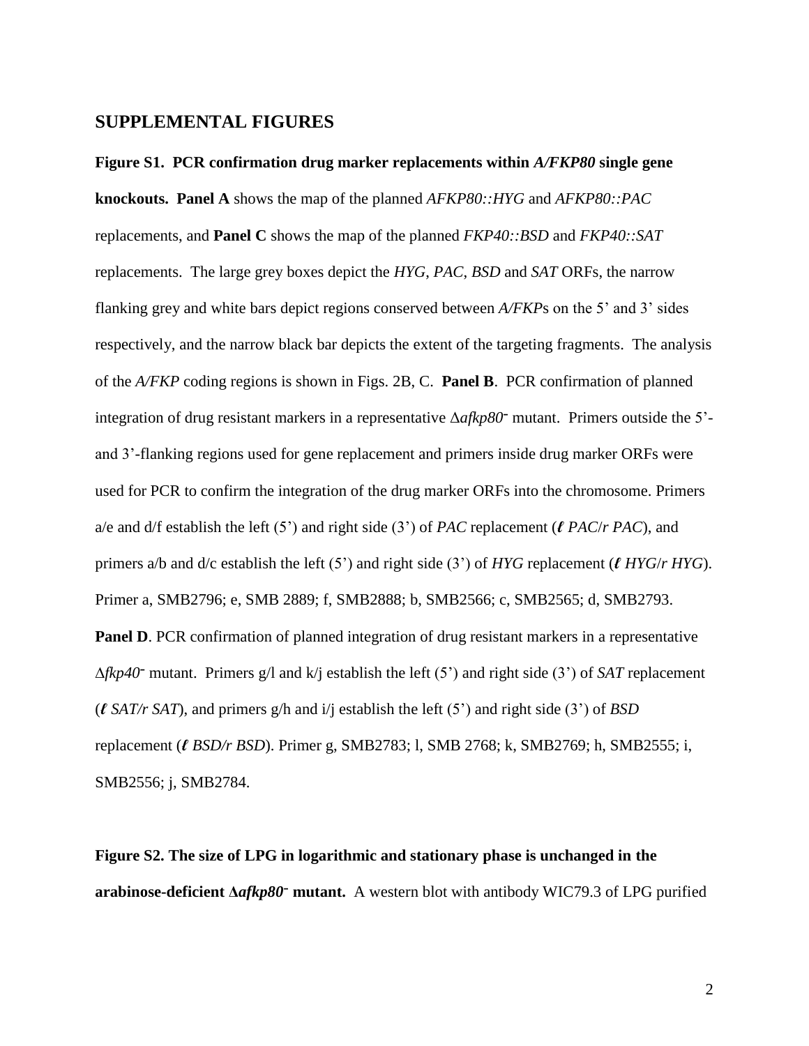## SUPPLEMENTAL FIGURES

**Figure S1. PCR confirmation drug marker replacements within *A/FKP80* single gene knockouts. Panel A** shows the map of the planned *AFKP80::HYG* and *AFKP80::PAC* replacements, and **Panel C** shows the map of the planned *FKP40::BSD* and *FKP40::SAT* replacements. The large grey boxes depict the *HYG*, *PAC*, *BSD* and *SAT* ORFs, the narrow flanking grey and white bars depict regions conserved between *A/FKP*s on the 5' and 3' sides respectively, and the narrow black bar depicts the extent of the targeting fragments. The analysis of the *A/FKP* coding regions is shown in Figs. 2B, C. **Panel B**. PCR confirmation of planned integration of drug resistant markers in a representative Δ*afkp80*⁻ mutant. Primers outside the 5'- and 3'-flanking regions used for gene replacement and primers inside drug marker ORFs were used for PCR to confirm the integration of the drug marker ORFs into the chromosome. Primers a/e and d/f establish the left (5') and right side (3') of *PAC* replacement (*ℓ PAC*/*r PAC*), and primers a/b and d/c establish the left (5') and right side (3') of *HYG* replacement (*ℓ HYG*/*r HYG*). Primer a, SMB2796; e, SMB 2889; f, SMB2888; b, SMB2566; c, SMB2565; d, SMB2793. **Panel D**. PCR confirmation of planned integration of drug resistant markers in a representative Δ*fkp40*⁻ mutant. Primers g/l and k/j establish the left (5') and right side (3') of *SAT* replacement (*ℓ SAT/r SAT*), and primers g/h and i/j establish the left (5') and right side (3') of *BSD* replacement (*ℓ BSD/r BSD*). Primer g, SMB2783; l, SMB 2768; k, SMB2769; h, SMB2555; i, SMB2556; j, SMB2784.

**Figure S2. The size of LPG in logarithmic and stationary phase is unchanged in the arabinose-deficient Δ*afkp80*⁻ mutant.** A western blot with antibody WIC79.3 of LPG purified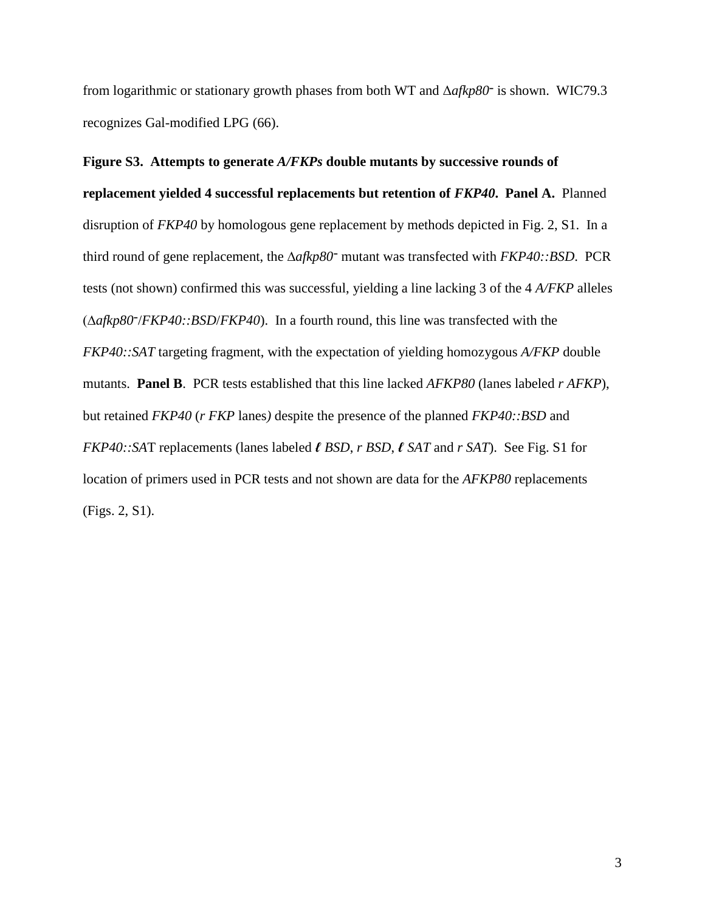from logarithmic or stationary growth phases from both WT and Δ*afkp80*⁻ is shown. WIC79.3 recognizes Gal-modified LPG (66).

**Figure S3. Attempts to generate *A/FKPs* double mutants by successive rounds of replacement yielded 4 successful replacements but retention of *FKP40*. Panel A.** Planned disruption of *FKP40* by homologous gene replacement by methods depicted in Fig. 2, S1. In a third round of gene replacement, the Δ*afkp80*⁻ mutant was transfected with *FKP40::BSD*. PCR tests (not shown) confirmed this was successful, yielding a line lacking 3 of the 4 *A/FKP* alleles (Δ*afkp80*⁻/*FKP40::BSD*/*FKP40*). In a fourth round, this line was transfected with the *FKP40::SAT* targeting fragment, with the expectation of yielding homozygous *A/FKP* double mutants. **Panel B**. PCR tests established that this line lacked *AFKP80* (lanes labeled *r AFKP*), but retained *FKP40* (*r FKP* lanes*)* despite the presence of the planned *FKP40::BSD* and *FKP40::SA*T replacements (lanes labeled *ℓ BSD*, *r BSD*, *ℓ SAT* and *r SAT*). See Fig. S1 for location of primers used in PCR tests and not shown are data for the *AFKP80* replacements (Figs. 2, S1).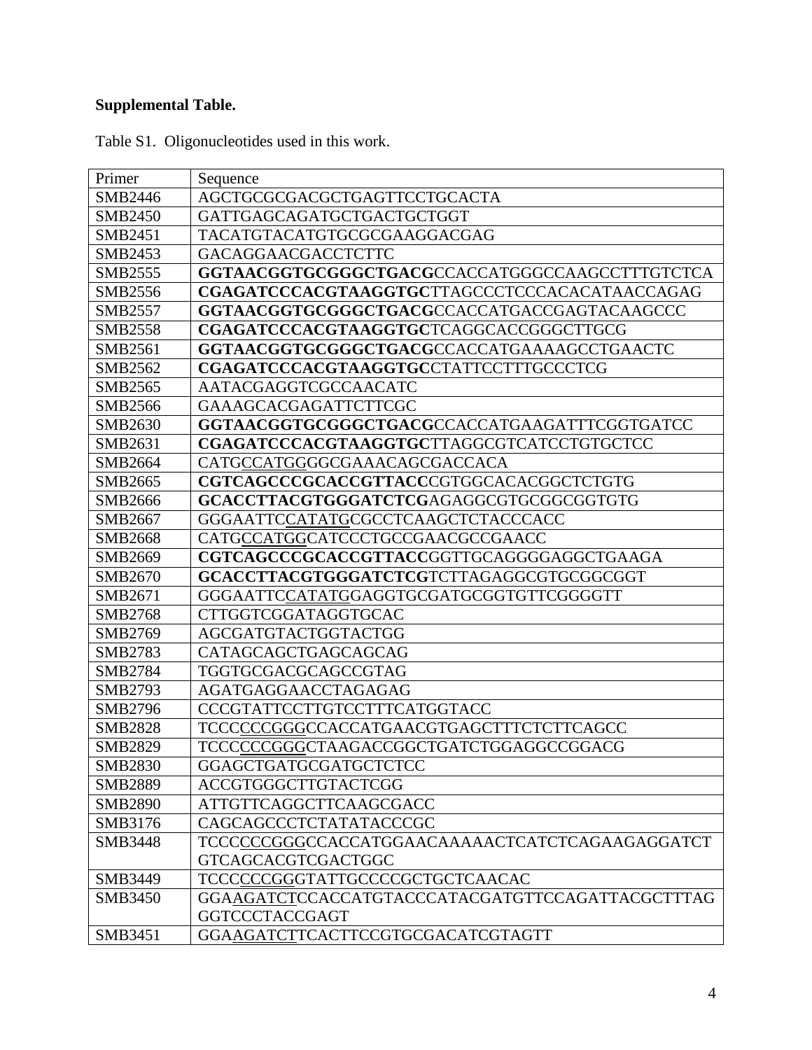**Supplemental Table.**

Table S1. Oligonucleotides used in this work.

| Primer | Sequence |
|---|---|
| SMB2446 | AGCTGCGCGACGCTGAGTTCCTGCACTA |
| SMB2450 | GATTGAGCAGATGCTGACTGCTGGT |
| SMB2451 | TACATGTACATGTGCGCGAAGGACGAG |
| SMB2453 | GACAGGAACGACCTCTTC |
| SMB2555 | **GGTAACGGTGCGGGCTGACG**CCACCATGGGCCAAGCCTTTGTCTCA |
| SMB2556 | **CGAGATCCCACGTAAGGTGC**TTAGCCCTCCCACACATAACCAGAG |
| SMB2557 | **GGTAACGGTGCGGGCTGACG**CCACCATGACCGAGTACAAGCCC |
| SMB2558 | **CGAGATCCCACGTAAGGTGC**TCAGGCACCGGGCTTGCG |
| SMB2561 | **GGTAACGGTGCGGGCTGACG**CCACCATGAAAAGCCTGAACTC |
| SMB2562 | **CGAGATCCCACGTAAGGTGC**CTATTCCTTTGCCCTCG |
| SMB2565 | AATACGAGGTCGCCAACATC |
| SMB2566 | GAAAGCACGAGATTCTTCGC |
| SMB2630 | **GGTAACGGTGCGGGCTGACG**CCACCATGAAGATTTCGGTGATCC |
| SMB2631 | **CGAGATCCCACGTAAGGTGC**TTAGGCGTCATCCTGTGCTCC |
| SMB2664 | CATG<u>CCATGG</u>GGCGAAACAGCGACCACA |
| SMB2665 | **CGTCAGCCCGCACCGTTACC**CGTGGCACACGGCTCTGTG |
| SMB2666 | **GCACCTTACGTGGGATCTCG**AGAGGCGTGCGGCGGTGTG |
| SMB2667 | GGGAATTC<u>CATATG</u>CGCCTCAAGCTCTACCCACC |
| SMB2668 | CATG<u>CCATGG</u>CATCCCTGCCGAACGCCGAACC |
| SMB2669 | **CGTCAGCCCGCACCGTTACC**GGTTGCAGGGGAGGCTGAAGA |
| SMB2670 | **GCACCTTACGTGGGATCTCG**TCTTAGAGGCGTGCGGCGGT |
| SMB2671 | GGGAATTC<u>CATATG</u>GAGGTGCGATGCGGTGTTCGGGGTT |
| SMB2768 | CTTGGTCGGATAGGTGCAC |
| SMB2769 | AGCGATGTACTGGTACTGG |
| SMB2783 | CATAGCAGCTGAGCAGCAG |
| SMB2784 | TGGTGCGACGCAGCCGTAG |
| SMB2793 | AGATGAGGAACCTAGAGAG |
| SMB2796 | CCCGTATTCCTTGTCCTTTCATGGTACC |
| SMB2828 | TCCC<u>CCCGGG</u>CCACCATGAACGTGAGCTTTCTCTTCAGCC |
| SMB2829 | TCCC<u>CCCGGG</u>CTAAGACCGGCTGATCTGGAGGCCGGACG |
| SMB2830 | GGAGCTGATGCGATGCTCTCC |
| SMB2889 | ACCGTGGGCTTGTACTCGG |
| SMB2890 | ATTGTTCAGGCTTCAAGCGACC |
| SMB3176 | CAGCAGCCCTCTATATACCCGC |
| SMB3448 | TCCC<u>CCCGGG</u>CCACCATGGAACAAAAACTCATCTCAGAAGAGGATCTGTCAGCACGTCGACTGGC |
| SMB3449 | TCCC<u>CCCGGG</u>GTATTGCCCCGCTGCTCAACAC |
| SMB3450 | GGA<u>AGATCT</u>CCACCATGTACCCATACGATGTTCCAGATTACGCTTTAGGGTCCCTACCGAGT |
| SMB3451 | GGA<u>AGATCT</u>TCACTTCCGTGCGACATCGTAGTT |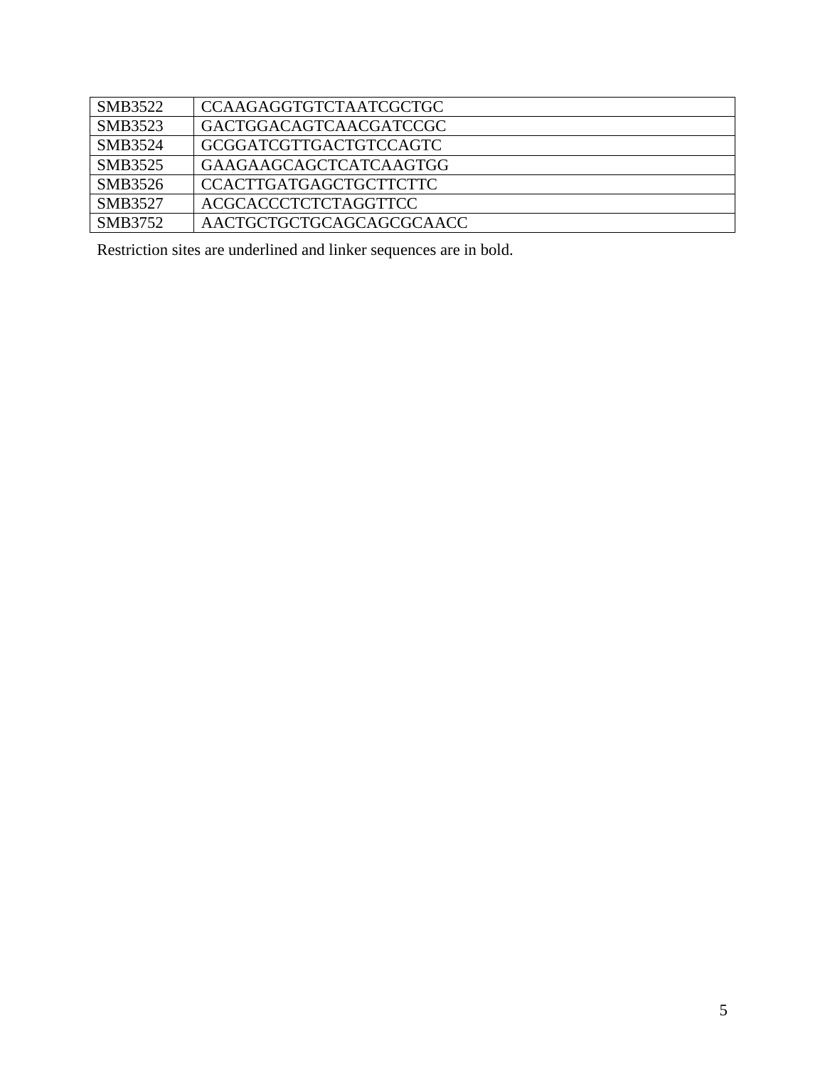| | |
|---|---|
| SMB3522 | CCAAGAGGTGTCTAATCGCTGC |
| SMB3523 | GACTGGACAGTCAACGATCCGC |
| SMB3524 | GCGGATCGTTGACTGTCCAGTC |
| SMB3525 | GAAGAAGCAGCTCATCAAGTGG |
| SMB3526 | CCACTTGATGAGCTGCTTCTTC |
| SMB3527 | ACGCACCCTCTCTAGGTTCC |
| SMB3752 | AACTGCTGCTGCAGCAGCGCAACC |

Restriction sites are underlined and linker sequences are in bold.